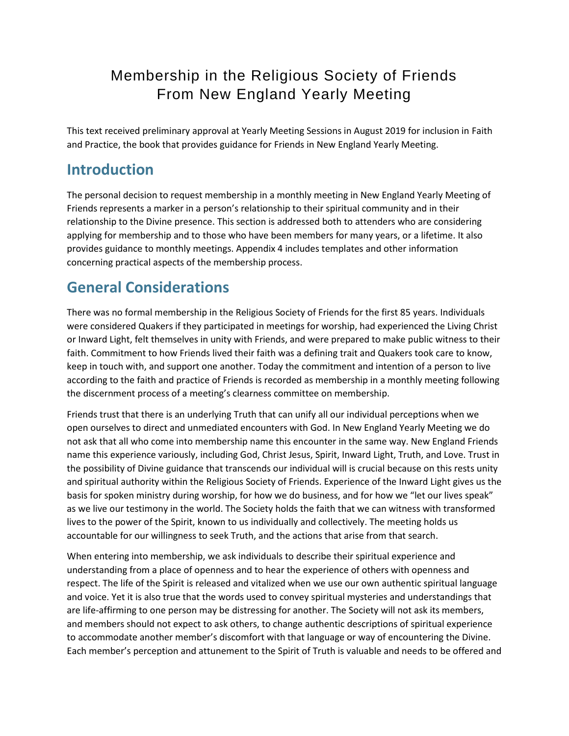# Membership in the Religious Society of Friends From New England Yearly Meeting

This text received preliminary approval at Yearly Meeting Sessions in August 2019 for inclusion in Faith and Practice, the book that provides guidance for Friends in New England Yearly Meeting.

## Introduction

The personal decision to request membership in a monthly meeting in New England Yearly Meeting of Friends represents a marker in a person's relationship to their spiritual community and in their relationship to the Divine presence. This section is addressed both to attenders who are considering applying for membership and to those who have been members for many years, or a lifetime. It also provides guidance to monthly meetings. Appendix 4 includes templates and other information concerning practical aspects of the membership process.

## General Considerations

There was no formal membership in the Religious Society of Friends for the first 85 years. Individuals were considered Quakers if they participated in meetings for worship, had experienced the Living Christ or Inward Light, felt themselves in unity with Friends, and were prepared to make public witness to their faith. Commitment to how Friends lived their faith was a defining trait and Quakers took care to know, keep in touch with, and support one another. Today the commitment and intention of a person to live according to the faith and practice of Friends is recorded as membership in a monthly meeting following the discernment process of a meeting's clearness committee on membership.

Friends trust that there is an underlying Truth that can unify all our individual perceptions when we open ourselves to direct and unmediated encounters with God. In New England Yearly Meeting we do not ask that all who come into membership name this encounter in the same way. New England Friends name this experience variously, including God, Christ Jesus, Spirit, Inward Light, Truth, and Love. Trust in the possibility of Divine guidance that transcends our individual will is crucial because on this rests unity and spiritual authority within the Religious Society of Friends. Experience of the Inward Light gives us the basis for spoken ministry during worship, for how we do business, and for how we "let our lives speak" as we live our testimony in the world. The Society holds the faith that we can witness with transformed lives to the power of the Spirit, known to us individually and collectively. The meeting holds us accountable for our willingness to seek Truth, and the actions that arise from that search.

When entering into membership, we ask individuals to describe their spiritual experience and understanding from a place of openness and to hear the experience of others with openness and respect. The life of the Spirit is released and vitalized when we use our own authentic spiritual language and voice. Yet it is also true that the words used to convey spiritual mysteries and understandings that are life-affirming to one person may be distressing for another. The Society will not ask its members, and members should not expect to ask others, to change authentic descriptions of spiritual experience to accommodate another member's discomfort with that language or way of encountering the Divine. Each member's perception and attunement to the Spirit of Truth is valuable and needs to be offered and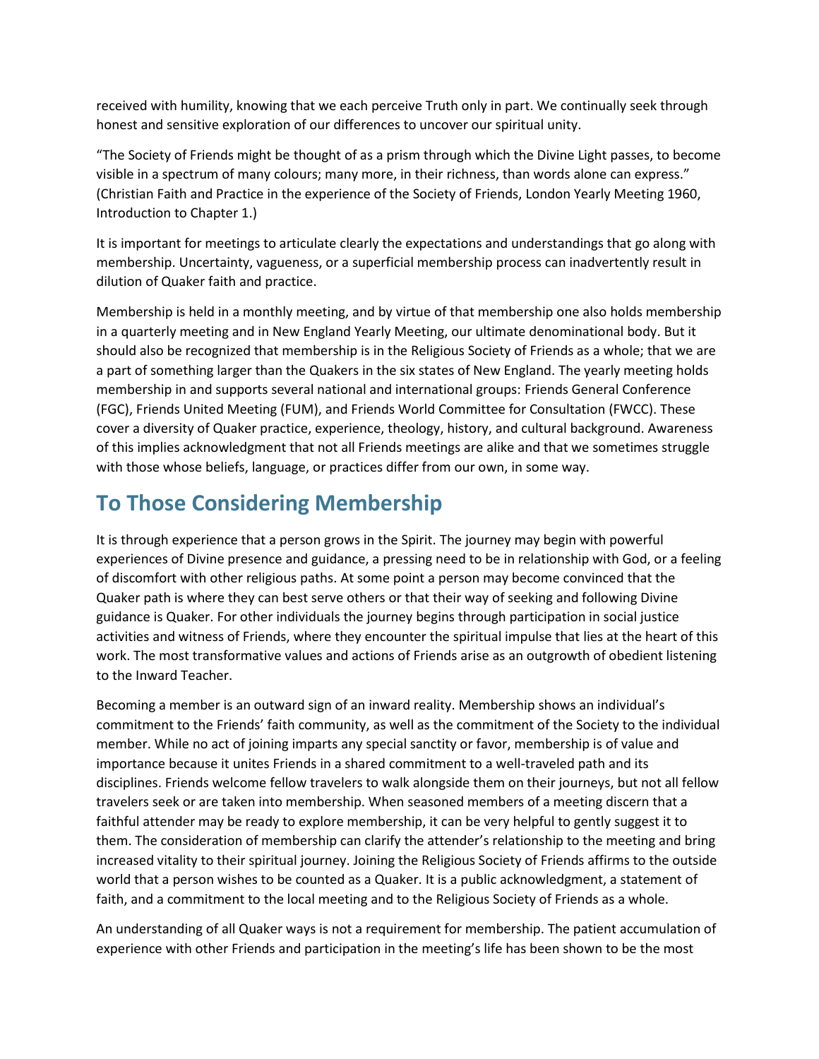received with humility, knowing that we each perceive Truth only in part. We continually seek through honest and sensitive exploration of our differences to uncover our spiritual unity.

"The Society of Friends might be thought of as a prism through which the Divine Light passes, to become visible in a spectrum of many colours; many more, in their richness, than words alone can express." (Christian Faith and Practice in the experience of the Society of Friends, London Yearly Meeting 1960, Introduction to Chapter 1.)

It is important for meetings to articulate clearly the expectations and understandings that go along with membership. Uncertainty, vagueness, or a superficial membership process can inadvertently result in dilution of Quaker faith and practice.

Membership is held in a monthly meeting, and by virtue of that membership one also holds membership in a quarterly meeting and in New England Yearly Meeting, our ultimate denominational body. But it should also be recognized that membership is in the Religious Society of Friends as a whole; that we are a part of something larger than the Quakers in the six states of New England. The yearly meeting holds membership in and supports several national and international groups: Friends General Conference (FGC), Friends United Meeting (FUM), and Friends World Committee for Consultation (FWCC). These cover a diversity of Quaker practice, experience, theology, history, and cultural background. Awareness of this implies acknowledgment that not all Friends meetings are alike and that we sometimes struggle with those whose beliefs, language, or practices differ from our own, in some way.

## To Those Considering Membership

It is through experience that a person grows in the Spirit. The journey may begin with powerful experiences of Divine presence and guidance, a pressing need to be in relationship with God, or a feeling of discomfort with other religious paths. At some point a person may become convinced that the Quaker path is where they can best serve others or that their way of seeking and following Divine guidance is Quaker. For other individuals the journey begins through participation in social justice activities and witness of Friends, where they encounter the spiritual impulse that lies at the heart of this work. The most transformative values and actions of Friends arise as an outgrowth of obedient listening to the Inward Teacher.

Becoming a member is an outward sign of an inward reality. Membership shows an individual's commitment to the Friends' faith community, as well as the commitment of the Society to the individual member. While no act of joining imparts any special sanctity or favor, membership is of value and importance because it unites Friends in a shared commitment to a well-traveled path and its disciplines. Friends welcome fellow travelers to walk alongside them on their journeys, but not all fellow travelers seek or are taken into membership. When seasoned members of a meeting discern that a faithful attender may be ready to explore membership, it can be very helpful to gently suggest it to them. The consideration of membership can clarify the attender's relationship to the meeting and bring increased vitality to their spiritual journey. Joining the Religious Society of Friends affirms to the outside world that a person wishes to be counted as a Quaker. It is a public acknowledgment, a statement of faith, and a commitment to the local meeting and to the Religious Society of Friends as a whole.

An understanding of all Quaker ways is not a requirement for membership. The patient accumulation of experience with other Friends and participation in the meeting's life has been shown to be the most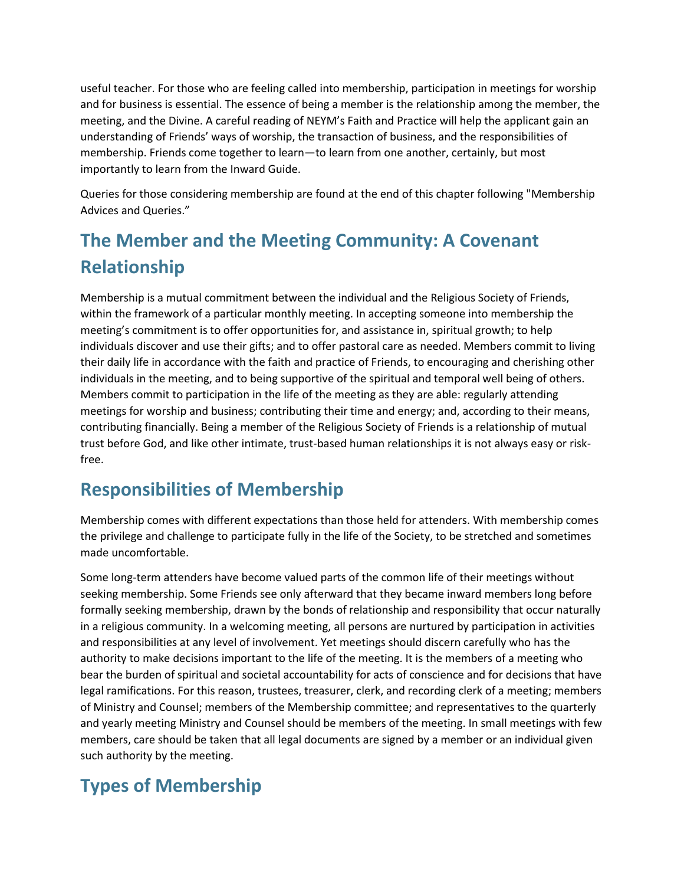useful teacher. For those who are feeling called into membership, participation in meetings for worship and for business is essential. The essence of being a member is the relationship among the member, the meeting, and the Divine. A careful reading of NEYM's Faith and Practice will help the applicant gain an understanding of Friends' ways of worship, the transaction of business, and the responsibilities of membership. Friends come together to learn—to learn from one another, certainly, but most importantly to learn from the Inward Guide.

Queries for those considering membership are found at the end of this chapter following "Membership Advices and Queries."

## The Member and the Meeting Community: A Covenant Relationship

Membership is a mutual commitment between the individual and the Religious Society of Friends, within the framework of a particular monthly meeting. In accepting someone into membership the meeting's commitment is to offer opportunities for, and assistance in, spiritual growth; to help individuals discover and use their gifts; and to offer pastoral care as needed. Members commit to living their daily life in accordance with the faith and practice of Friends, to encouraging and cherishing other individuals in the meeting, and to being supportive of the spiritual and temporal well being of others. Members commit to participation in the life of the meeting as they are able: regularly attending meetings for worship and business; contributing their time and energy; and, according to their means, contributing financially. Being a member of the Religious Society of Friends is a relationship of mutual trust before God, and like other intimate, trust-based human relationships it is not always easy or risk-free.

## Responsibilities of Membership

Membership comes with different expectations than those held for attenders. With membership comes the privilege and challenge to participate fully in the life of the Society, to be stretched and sometimes made uncomfortable.

Some long-term attenders have become valued parts of the common life of their meetings without seeking membership. Some Friends see only afterward that they became inward members long before formally seeking membership, drawn by the bonds of relationship and responsibility that occur naturally in a religious community. In a welcoming meeting, all persons are nurtured by participation in activities and responsibilities at any level of involvement. Yet meetings should discern carefully who has the authority to make decisions important to the life of the meeting. It is the members of a meeting who bear the burden of spiritual and societal accountability for acts of conscience and for decisions that have legal ramifications. For this reason, trustees, treasurer, clerk, and recording clerk of a meeting; members of Ministry and Counsel; members of the Membership committee; and representatives to the quarterly and yearly meeting Ministry and Counsel should be members of the meeting. In small meetings with few members, care should be taken that all legal documents are signed by a member or an individual given such authority by the meeting.

## Types of Membership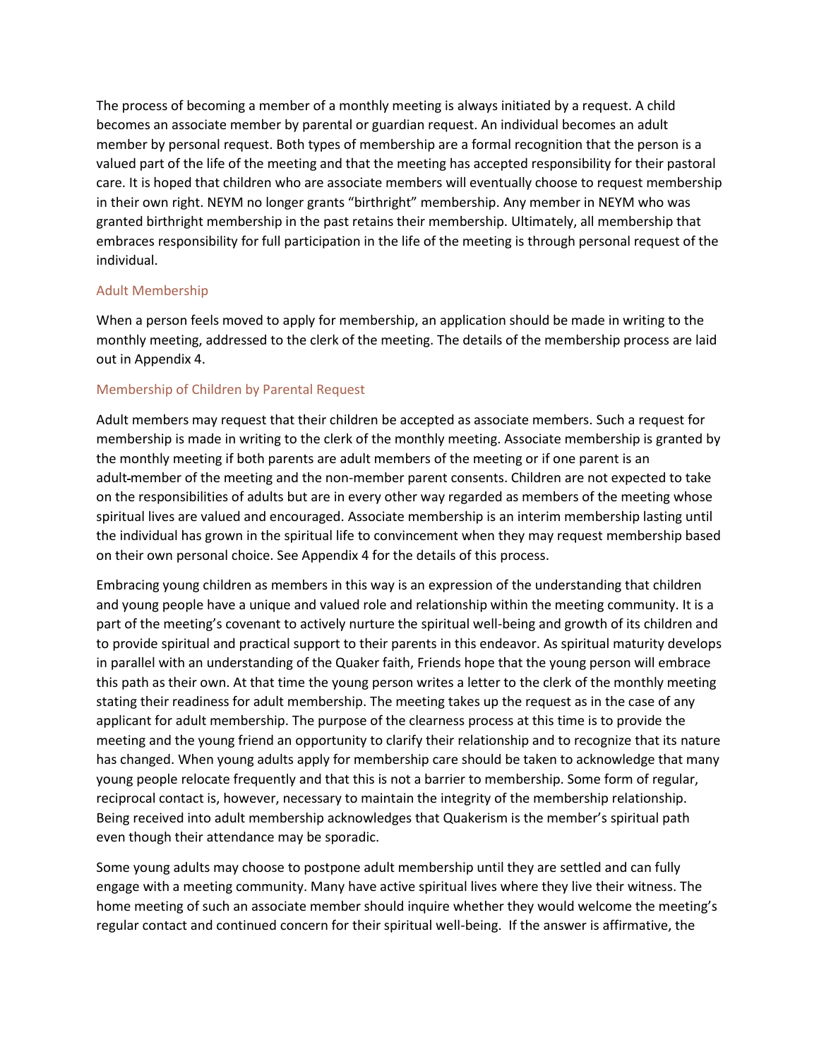The process of becoming a member of a monthly meeting is always initiated by a request. A child becomes an associate member by parental or guardian request. An individual becomes an adult member by personal request. Both types of membership are a formal recognition that the person is a valued part of the life of the meeting and that the meeting has accepted responsibility for their pastoral care. It is hoped that children who are associate members will eventually choose to request membership in their own right. NEYM no longer grants "birthright" membership. Any member in NEYM who was granted birthright membership in the past retains their membership. Ultimately, all membership that embraces responsibility for full participation in the life of the meeting is through personal request of the individual.

### Adult Membership

When a person feels moved to apply for membership, an application should be made in writing to the monthly meeting, addressed to the clerk of the meeting. The details of the membership process are laid out in Appendix 4.

### Membership of Children by Parental Request

Adult members may request that their children be accepted as associate members. Such a request for membership is made in writing to the clerk of the monthly meeting. Associate membership is granted by the monthly meeting if both parents are adult members of the meeting or if one parent is an adult-member of the meeting and the non-member parent consents. Children are not expected to take on the responsibilities of adults but are in every other way regarded as members of the meeting whose spiritual lives are valued and encouraged. Associate membership is an interim membership lasting until the individual has grown in the spiritual life to convincement when they may request membership based on their own personal choice. See Appendix 4 for the details of this process.

Embracing young children as members in this way is an expression of the understanding that children and young people have a unique and valued role and relationship within the meeting community. It is a part of the meeting's covenant to actively nurture the spiritual well-being and growth of its children and to provide spiritual and practical support to their parents in this endeavor. As spiritual maturity develops in parallel with an understanding of the Quaker faith, Friends hope that the young person will embrace this path as their own. At that time the young person writes a letter to the clerk of the monthly meeting stating their readiness for adult membership. The meeting takes up the request as in the case of any applicant for adult membership. The purpose of the clearness process at this time is to provide the meeting and the young friend an opportunity to clarify their relationship and to recognize that its nature has changed. When young adults apply for membership care should be taken to acknowledge that many young people relocate frequently and that this is not a barrier to membership. Some form of regular, reciprocal contact is, however, necessary to maintain the integrity of the membership relationship. Being received into adult membership acknowledges that Quakerism is the member's spiritual path even though their attendance may be sporadic.

Some young adults may choose to postpone adult membership until they are settled and can fully engage with a meeting community. Many have active spiritual lives where they live their witness. The home meeting of such an associate member should inquire whether they would welcome the meeting's regular contact and continued concern for their spiritual well-being. If the answer is affirmative, the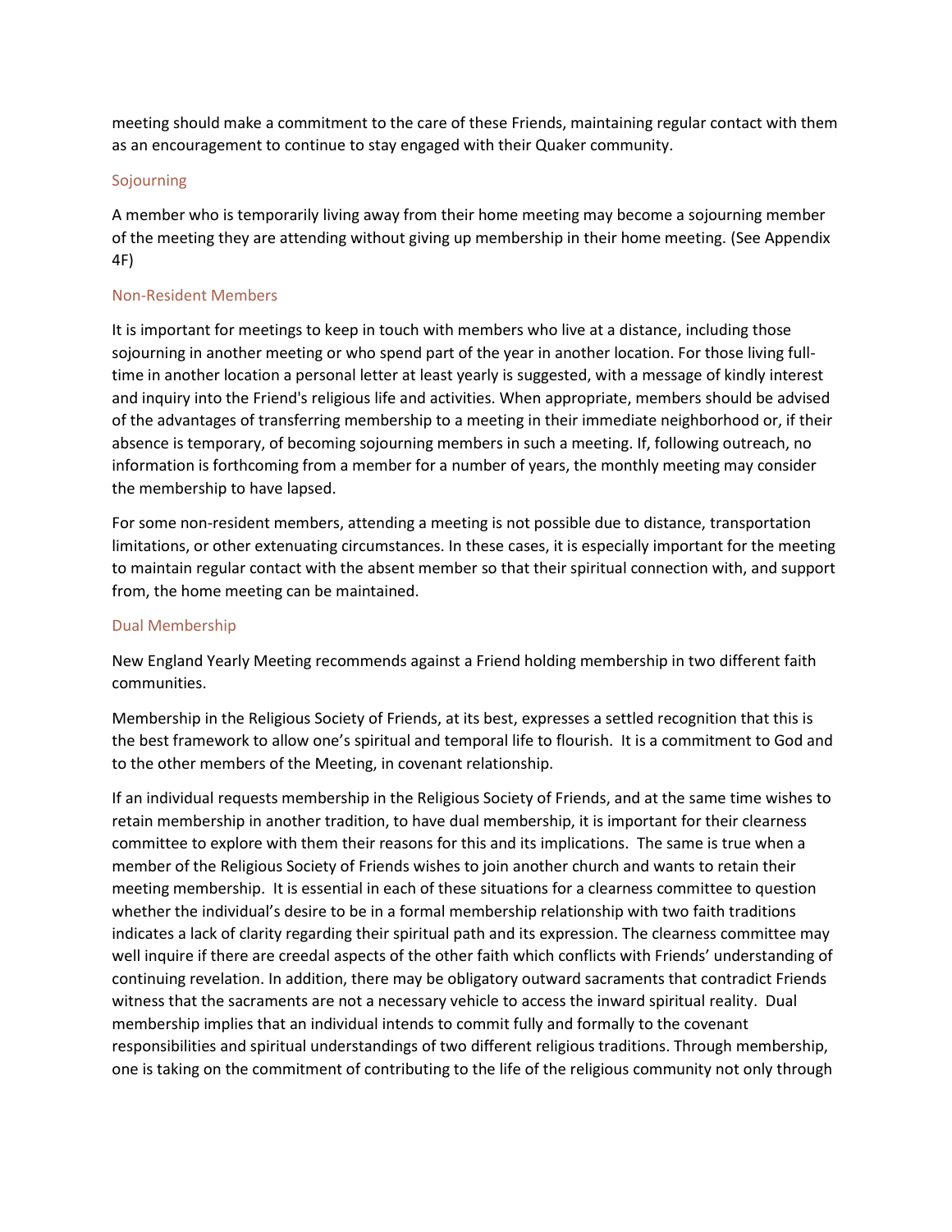meeting should make a commitment to the care of these Friends, maintaining regular contact with them as an encouragement to continue to stay engaged with their Quaker community.

### Sojourning

A member who is temporarily living away from their home meeting may become a sojourning member of the meeting they are attending without giving up membership in their home meeting. (See Appendix 4F)

### Non-Resident Members

It is important for meetings to keep in touch with members who live at a distance, including those sojourning in another meeting or who spend part of the year in another location. For those living full-time in another location a personal letter at least yearly is suggested, with a message of kindly interest and inquiry into the Friend's religious life and activities. When appropriate, members should be advised of the advantages of transferring membership to a meeting in their immediate neighborhood or, if their absence is temporary, of becoming sojourning members in such a meeting. If, following outreach, no information is forthcoming from a member for a number of years, the monthly meeting may consider the membership to have lapsed.

For some non-resident members, attending a meeting is not possible due to distance, transportation limitations, or other extenuating circumstances. In these cases, it is especially important for the meeting to maintain regular contact with the absent member so that their spiritual connection with, and support from, the home meeting can be maintained.

### Dual Membership

New England Yearly Meeting recommends against a Friend holding membership in two different faith communities.

Membership in the Religious Society of Friends, at its best, expresses a settled recognition that this is the best framework to allow one's spiritual and temporal life to flourish. It is a commitment to God and to the other members of the Meeting, in covenant relationship.

If an individual requests membership in the Religious Society of Friends, and at the same time wishes to retain membership in another tradition, to have dual membership, it is important for their clearness committee to explore with them their reasons for this and its implications. The same is true when a member of the Religious Society of Friends wishes to join another church and wants to retain their meeting membership. It is essential in each of these situations for a clearness committee to question whether the individual's desire to be in a formal membership relationship with two faith traditions indicates a lack of clarity regarding their spiritual path and its expression. The clearness committee may well inquire if there are creedal aspects of the other faith which conflicts with Friends' understanding of continuing revelation. In addition, there may be obligatory outward sacraments that contradict Friends witness that the sacraments are not a necessary vehicle to access the inward spiritual reality. Dual membership implies that an individual intends to commit fully and formally to the covenant responsibilities and spiritual understandings of two different religious traditions. Through membership, one is taking on the commitment of contributing to the life of the religious community not only through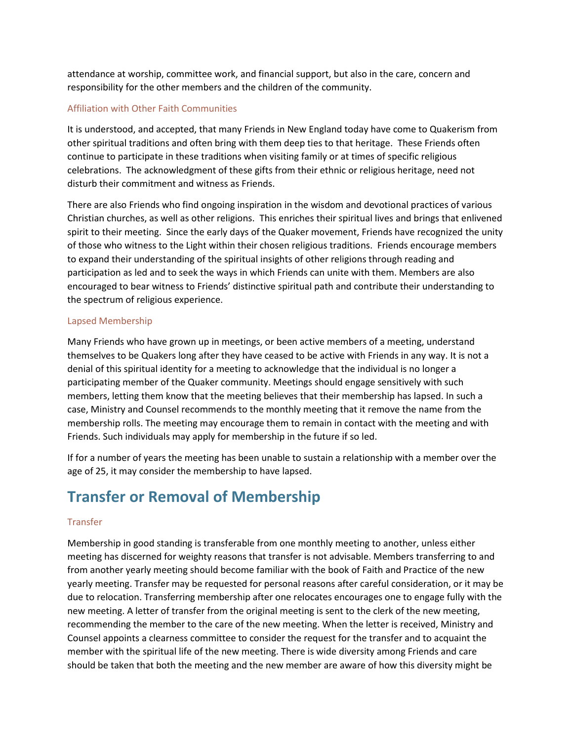attendance at worship, committee work, and financial support, but also in the care, concern and responsibility for the other members and the children of the community.

### Affiliation with Other Faith Communities

It is understood, and accepted, that many Friends in New England today have come to Quakerism from other spiritual traditions and often bring with them deep ties to that heritage. These Friends often continue to participate in these traditions when visiting family or at times of specific religious celebrations. The acknowledgment of these gifts from their ethnic or religious heritage, need not disturb their commitment and witness as Friends.

There are also Friends who find ongoing inspiration in the wisdom and devotional practices of various Christian churches, as well as other religions. This enriches their spiritual lives and brings that enlivened spirit to their meeting. Since the early days of the Quaker movement, Friends have recognized the unity of those who witness to the Light within their chosen religious traditions. Friends encourage members to expand their understanding of the spiritual insights of other religions through reading and participation as led and to seek the ways in which Friends can unite with them. Members are also encouraged to bear witness to Friends' distinctive spiritual path and contribute their understanding to the spectrum of religious experience.

### Lapsed Membership

Many Friends who have grown up in meetings, or been active members of a meeting, understand themselves to be Quakers long after they have ceased to be active with Friends in any way. It is not a denial of this spiritual identity for a meeting to acknowledge that the individual is no longer a participating member of the Quaker community. Meetings should engage sensitively with such members, letting them know that the meeting believes that their membership has lapsed. In such a case, Ministry and Counsel recommends to the monthly meeting that it remove the name from the membership rolls. The meeting may encourage them to remain in contact with the meeting and with Friends. Such individuals may apply for membership in the future if so led.

If for a number of years the meeting has been unable to sustain a relationship with a member over the age of 25, it may consider the membership to have lapsed.

## Transfer or Removal of Membership

### Transfer

Membership in good standing is transferable from one monthly meeting to another, unless either meeting has discerned for weighty reasons that transfer is not advisable. Members transferring to and from another yearly meeting should become familiar with the book of Faith and Practice of the new yearly meeting. Transfer may be requested for personal reasons after careful consideration, or it may be due to relocation. Transferring membership after one relocates encourages one to engage fully with the new meeting. A letter of transfer from the original meeting is sent to the clerk of the new meeting, recommending the member to the care of the new meeting. When the letter is received, Ministry and Counsel appoints a clearness committee to consider the request for the transfer and to acquaint the member with the spiritual life of the new meeting. There is wide diversity among Friends and care should be taken that both the meeting and the new member are aware of how this diversity might be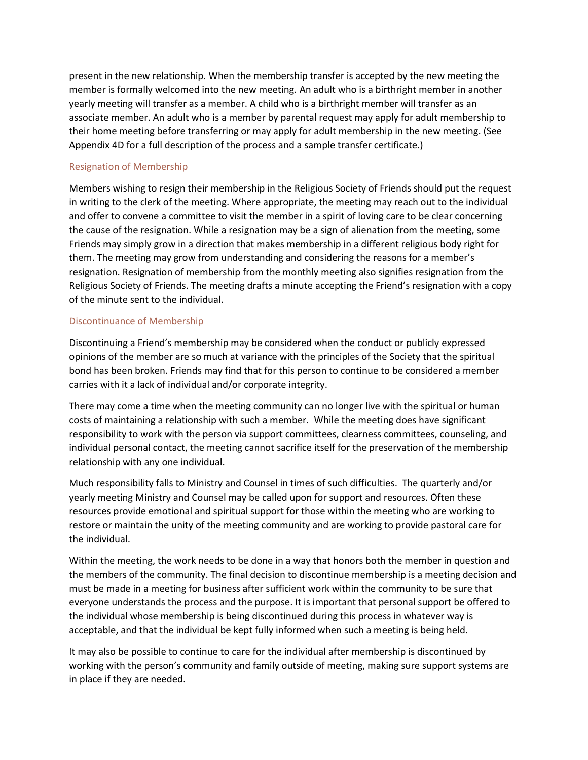present in the new relationship. When the membership transfer is accepted by the new meeting the member is formally welcomed into the new meeting. An adult who is a birthright member in another yearly meeting will transfer as a member. A child who is a birthright member will transfer as an associate member. An adult who is a member by parental request may apply for adult membership to their home meeting before transferring or may apply for adult membership in the new meeting. (See Appendix 4D for a full description of the process and a sample transfer certificate.)

### Resignation of Membership

Members wishing to resign their membership in the Religious Society of Friends should put the request in writing to the clerk of the meeting. Where appropriate, the meeting may reach out to the individual and offer to convene a committee to visit the member in a spirit of loving care to be clear concerning the cause of the resignation. While a resignation may be a sign of alienation from the meeting, some Friends may simply grow in a direction that makes membership in a different religious body right for them. The meeting may grow from understanding and considering the reasons for a member's resignation. Resignation of membership from the monthly meeting also signifies resignation from the Religious Society of Friends. The meeting drafts a minute accepting the Friend's resignation with a copy of the minute sent to the individual.

### Discontinuance of Membership

Discontinuing a Friend's membership may be considered when the conduct or publicly expressed opinions of the member are so much at variance with the principles of the Society that the spiritual bond has been broken. Friends may find that for this person to continue to be considered a member carries with it a lack of individual and/or corporate integrity.

There may come a time when the meeting community can no longer live with the spiritual or human costs of maintaining a relationship with such a member. While the meeting does have significant responsibility to work with the person via support committees, clearness committees, counseling, and individual personal contact, the meeting cannot sacrifice itself for the preservation of the membership relationship with any one individual.

Much responsibility falls to Ministry and Counsel in times of such difficulties. The quarterly and/or yearly meeting Ministry and Counsel may be called upon for support and resources. Often these resources provide emotional and spiritual support for those within the meeting who are working to restore or maintain the unity of the meeting community and are working to provide pastoral care for the individual.

Within the meeting, the work needs to be done in a way that honors both the member in question and the members of the community. The final decision to discontinue membership is a meeting decision and must be made in a meeting for business after sufficient work within the community to be sure that everyone understands the process and the purpose. It is important that personal support be offered to the individual whose membership is being discontinued during this process in whatever way is acceptable, and that the individual be kept fully informed when such a meeting is being held.

It may also be possible to continue to care for the individual after membership is discontinued by working with the person's community and family outside of meeting, making sure support systems are in place if they are needed.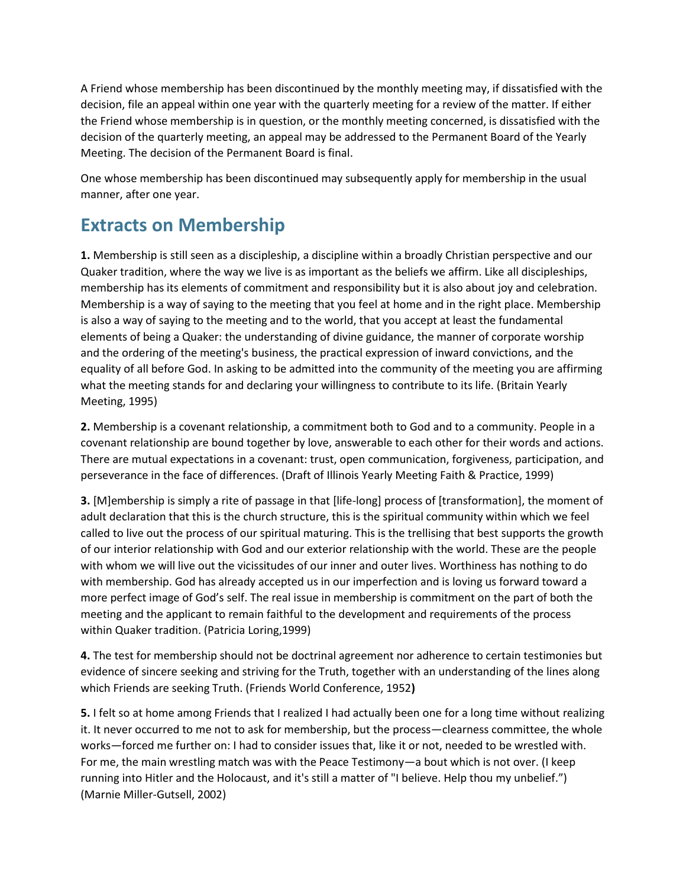A Friend whose membership has been discontinued by the monthly meeting may, if dissatisfied with the decision, file an appeal within one year with the quarterly meeting for a review of the matter. If either the Friend whose membership is in question, or the monthly meeting concerned, is dissatisfied with the decision of the quarterly meeting, an appeal may be addressed to the Permanent Board of the Yearly Meeting. The decision of the Permanent Board is final.

One whose membership has been discontinued may subsequently apply for membership in the usual manner, after one year.

## Extracts on Membership

**1.** Membership is still seen as a discipleship, a discipline within a broadly Christian perspective and our Quaker tradition, where the way we live is as important as the beliefs we affirm. Like all discipleships, membership has its elements of commitment and responsibility but it is also about joy and celebration. Membership is a way of saying to the meeting that you feel at home and in the right place. Membership is also a way of saying to the meeting and to the world, that you accept at least the fundamental elements of being a Quaker: the understanding of divine guidance, the manner of corporate worship and the ordering of the meeting's business, the practical expression of inward convictions, and the equality of all before God. In asking to be admitted into the community of the meeting you are affirming what the meeting stands for and declaring your willingness to contribute to its life. (Britain Yearly Meeting, 1995)

**2.** Membership is a covenant relationship, a commitment both to God and to a community. People in a covenant relationship are bound together by love, answerable to each other for their words and actions. There are mutual expectations in a covenant: trust, open communication, forgiveness, participation, and perseverance in the face of differences. (Draft of Illinois Yearly Meeting Faith & Practice, 1999)

**3.** [M]embership is simply a rite of passage in that [life-long] process of [transformation], the moment of adult declaration that this is the church structure, this is the spiritual community within which we feel called to live out the process of our spiritual maturing. This is the trellising that best supports the growth of our interior relationship with God and our exterior relationship with the world. These are the people with whom we will live out the vicissitudes of our inner and outer lives. Worthiness has nothing to do with membership. God has already accepted us in our imperfection and is loving us forward toward a more perfect image of God's self. The real issue in membership is commitment on the part of both the meeting and the applicant to remain faithful to the development and requirements of the process within Quaker tradition. (Patricia Loring,1999)

**4.** The test for membership should not be doctrinal agreement nor adherence to certain testimonies but evidence of sincere seeking and striving for the Truth, together with an understanding of the lines along which Friends are seeking Truth. (Friends World Conference, 1952**)**

**5.** I felt so at home among Friends that I realized I had actually been one for a long time without realizing it. It never occurred to me not to ask for membership, but the process—clearness committee, the whole works—forced me further on: I had to consider issues that, like it or not, needed to be wrestled with. For me, the main wrestling match was with the Peace Testimony—a bout which is not over. (I keep running into Hitler and the Holocaust, and it's still a matter of "I believe. Help thou my unbelief.") (Marnie Miller-Gutsell, 2002)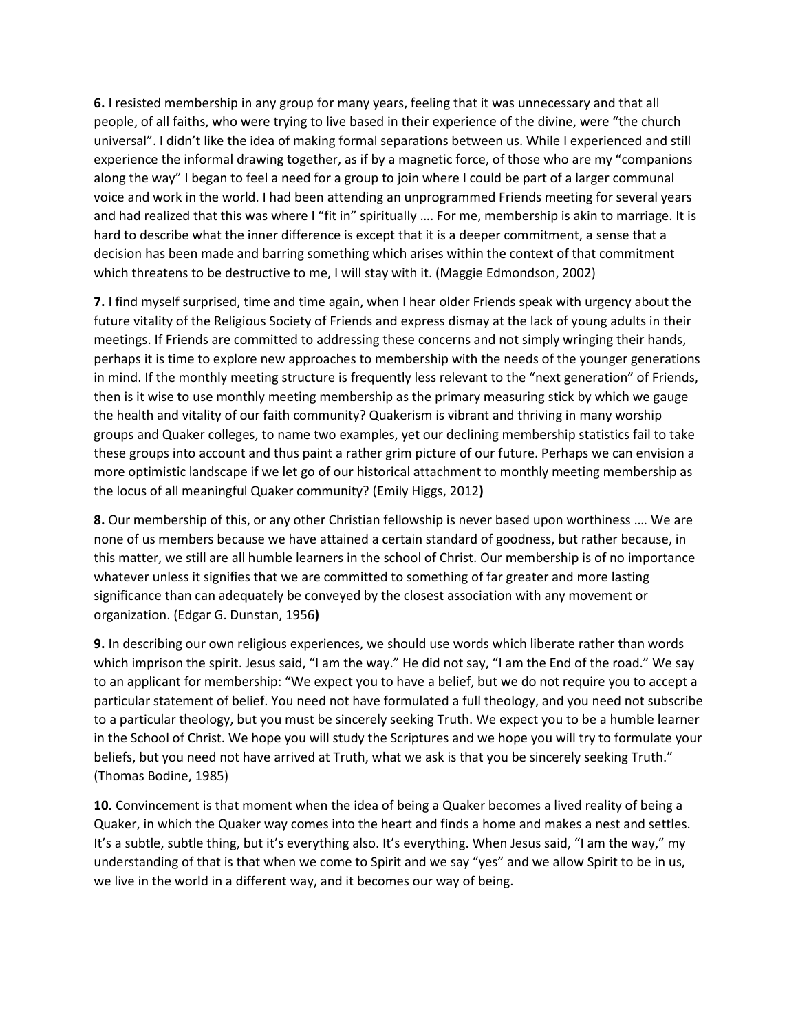**6.** I resisted membership in any group for many years, feeling that it was unnecessary and that all people, of all faiths, who were trying to live based in their experience of the divine, were "the church universal". I didn't like the idea of making formal separations between us. While I experienced and still experience the informal drawing together, as if by a magnetic force, of those who are my "companions along the way" I began to feel a need for a group to join where I could be part of a larger communal voice and work in the world. I had been attending an unprogrammed Friends meeting for several years and had realized that this was where I "fit in" spiritually …. For me, membership is akin to marriage. It is hard to describe what the inner difference is except that it is a deeper commitment, a sense that a decision has been made and barring something which arises within the context of that commitment which threatens to be destructive to me, I will stay with it. (Maggie Edmondson, 2002)

**7.** I find myself surprised, time and time again, when I hear older Friends speak with urgency about the future vitality of the Religious Society of Friends and express dismay at the lack of young adults in their meetings. If Friends are committed to addressing these concerns and not simply wringing their hands, perhaps it is time to explore new approaches to membership with the needs of the younger generations in mind. If the monthly meeting structure is frequently less relevant to the "next generation" of Friends, then is it wise to use monthly meeting membership as the primary measuring stick by which we gauge the health and vitality of our faith community? Quakerism is vibrant and thriving in many worship groups and Quaker colleges, to name two examples, yet our declining membership statistics fail to take these groups into account and thus paint a rather grim picture of our future. Perhaps we can envision a more optimistic landscape if we let go of our historical attachment to monthly meeting membership as the locus of all meaningful Quaker community? (Emily Higgs, 2012**)**

**8.** Our membership of this, or any other Christian fellowship is never based upon worthiness …. We are none of us members because we have attained a certain standard of goodness, but rather because, in this matter, we still are all humble learners in the school of Christ. Our membership is of no importance whatever unless it signifies that we are committed to something of far greater and more lasting significance than can adequately be conveyed by the closest association with any movement or organization. (Edgar G. Dunstan, 1956**)**

**9.** In describing our own religious experiences, we should use words which liberate rather than words which imprison the spirit. Jesus said, "I am the way." He did not say, "I am the End of the road." We say to an applicant for membership: "We expect you to have a belief, but we do not require you to accept a particular statement of belief. You need not have formulated a full theology, and you need not subscribe to a particular theology, but you must be sincerely seeking Truth. We expect you to be a humble learner in the School of Christ. We hope you will study the Scriptures and we hope you will try to formulate your beliefs, but you need not have arrived at Truth, what we ask is that you be sincerely seeking Truth." (Thomas Bodine, 1985)

**10.** Convincement is that moment when the idea of being a Quaker becomes a lived reality of being a Quaker, in which the Quaker way comes into the heart and finds a home and makes a nest and settles. It's a subtle, subtle thing, but it's everything also. It's everything. When Jesus said, "I am the way," my understanding of that is that when we come to Spirit and we say "yes" and we allow Spirit to be in us, we live in the world in a different way, and it becomes our way of being.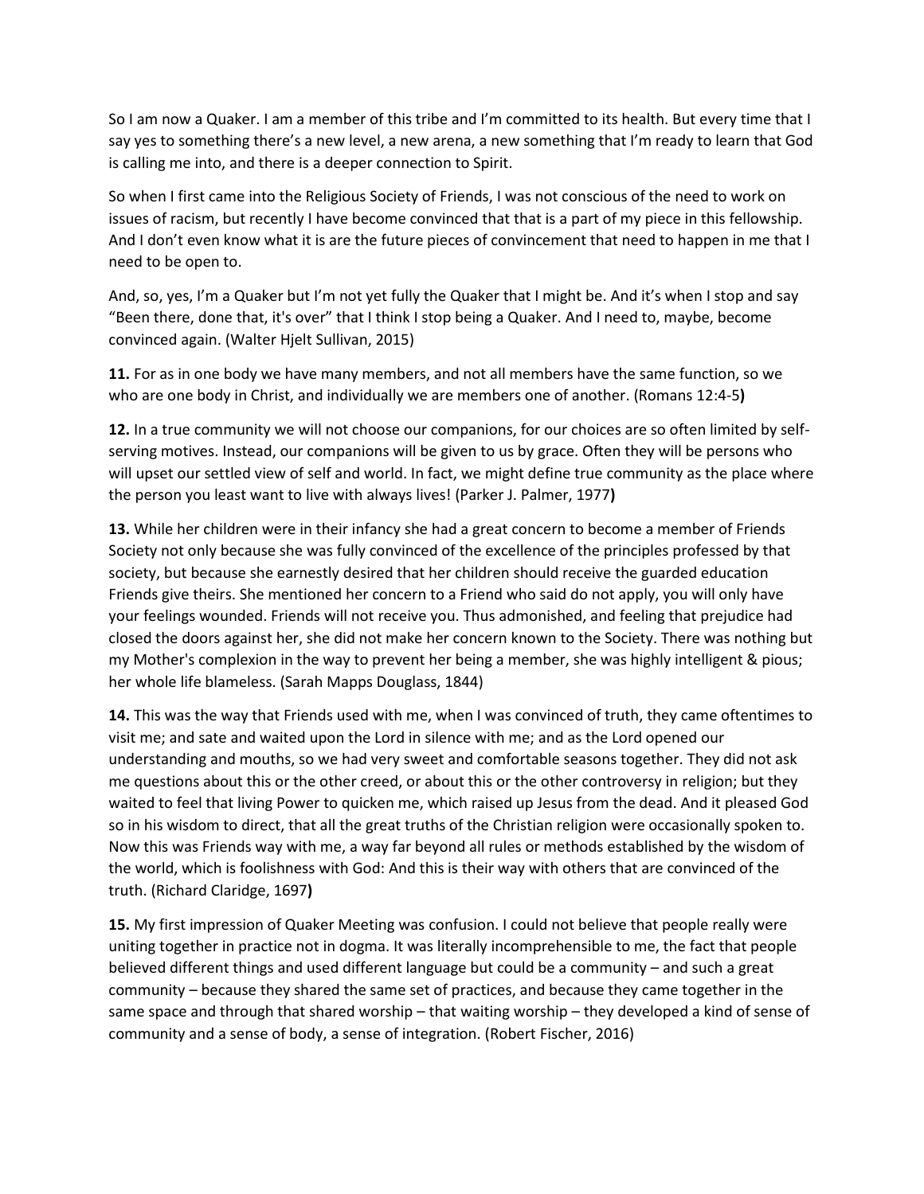So I am now a Quaker. I am a member of this tribe and I'm committed to its health. But every time that I say yes to something there's a new level, a new arena, a new something that I'm ready to learn that God is calling me into, and there is a deeper connection to Spirit.

So when I first came into the Religious Society of Friends, I was not conscious of the need to work on issues of racism, but recently I have become convinced that that is a part of my piece in this fellowship. And I don't even know what it is are the future pieces of convincement that need to happen in me that I need to be open to.

And, so, yes, I'm a Quaker but I'm not yet fully the Quaker that I might be. And it's when I stop and say "Been there, done that, it's over" that I think I stop being a Quaker. And I need to, maybe, become convinced again. (Walter Hjelt Sullivan, 2015)

**11.** For as in one body we have many members, and not all members have the same function, so we who are one body in Christ, and individually we are members one of another. (Romans 12:4-5**)**

**12.** In a true community we will not choose our companions, for our choices are so often limited by self-serving motives. Instead, our companions will be given to us by grace. Often they will be persons who will upset our settled view of self and world. In fact, we might define true community as the place where the person you least want to live with always lives! (Parker J. Palmer, 1977**)**

**13.** While her children were in their infancy she had a great concern to become a member of Friends Society not only because she was fully convinced of the excellence of the principles professed by that society, but because she earnestly desired that her children should receive the guarded education Friends give theirs. She mentioned her concern to a Friend who said do not apply, you will only have your feelings wounded. Friends will not receive you. Thus admonished, and feeling that prejudice had closed the doors against her, she did not make her concern known to the Society. There was nothing but my Mother's complexion in the way to prevent her being a member, she was highly intelligent & pious; her whole life blameless. (Sarah Mapps Douglass, 1844)

**14.** This was the way that Friends used with me, when I was convinced of truth, they came oftentimes to visit me; and sate and waited upon the Lord in silence with me; and as the Lord opened our understanding and mouths, so we had very sweet and comfortable seasons together. They did not ask me questions about this or the other creed, or about this or the other controversy in religion; but they waited to feel that living Power to quicken me, which raised up Jesus from the dead. And it pleased God so in his wisdom to direct, that all the great truths of the Christian religion were occasionally spoken to. Now this was Friends way with me, a way far beyond all rules or methods established by the wisdom of the world, which is foolishness with God: And this is their way with others that are convinced of the truth. (Richard Claridge, 1697**)**

**15.** My first impression of Quaker Meeting was confusion. I could not believe that people really were uniting together in practice not in dogma. It was literally incomprehensible to me, the fact that people believed different things and used different language but could be a community – and such a great community – because they shared the same set of practices, and because they came together in the same space and through that shared worship – that waiting worship – they developed a kind of sense of community and a sense of body, a sense of integration. (Robert Fischer, 2016)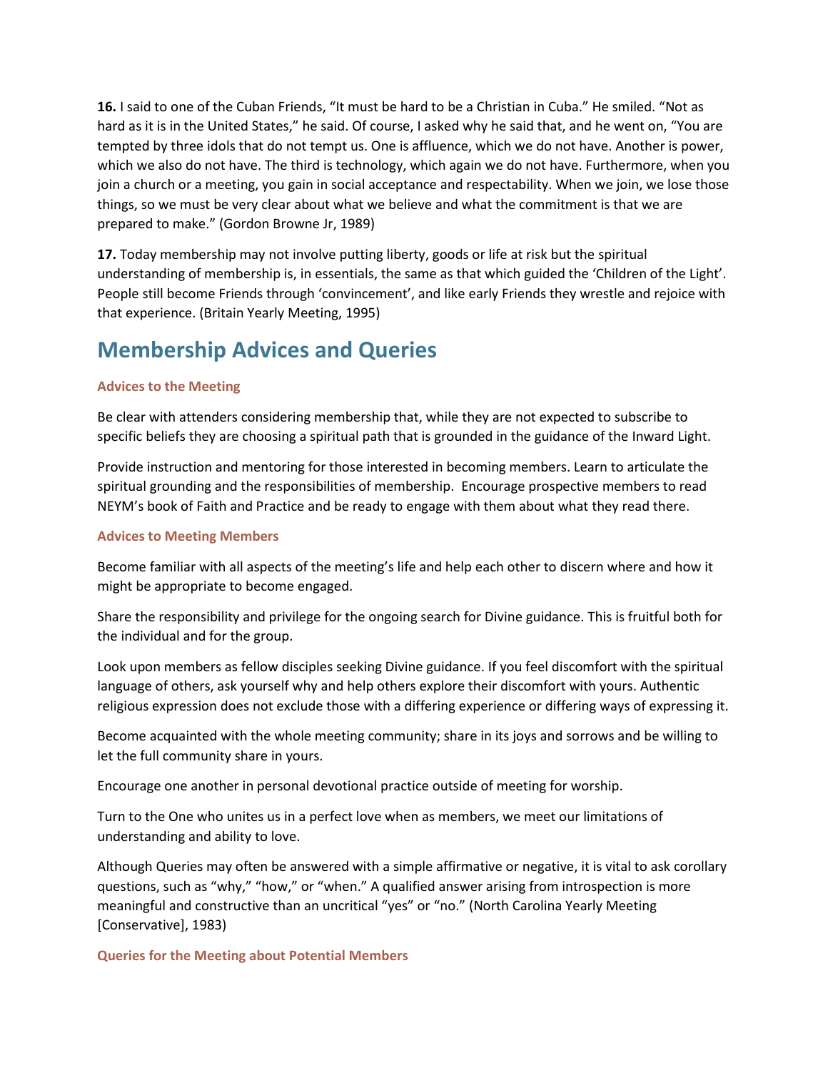**16.** I said to one of the Cuban Friends, "It must be hard to be a Christian in Cuba." He smiled. "Not as hard as it is in the United States," he said. Of course, I asked why he said that, and he went on, "You are tempted by three idols that do not tempt us. One is affluence, which we do not have. Another is power, which we also do not have. The third is technology, which again we do not have. Furthermore, when you join a church or a meeting, you gain in social acceptance and respectability. When we join, we lose those things, so we must be very clear about what we believe and what the commitment is that we are prepared to make." (Gordon Browne Jr, 1989)

**17.** Today membership may not involve putting liberty, goods or life at risk but the spiritual understanding of membership is, in essentials, the same as that which guided the 'Children of the Light'. People still become Friends through 'convincement', and like early Friends they wrestle and rejoice with that experience. (Britain Yearly Meeting, 1995)

## Membership Advices and Queries

### Advices to the Meeting

Be clear with attenders considering membership that, while they are not expected to subscribe to specific beliefs they are choosing a spiritual path that is grounded in the guidance of the Inward Light.

Provide instruction and mentoring for those interested in becoming members. Learn to articulate the spiritual grounding and the responsibilities of membership. Encourage prospective members to read NEYM's book of Faith and Practice and be ready to engage with them about what they read there.

### Advices to Meeting Members

Become familiar with all aspects of the meeting's life and help each other to discern where and how it might be appropriate to become engaged.

Share the responsibility and privilege for the ongoing search for Divine guidance. This is fruitful both for the individual and for the group.

Look upon members as fellow disciples seeking Divine guidance. If you feel discomfort with the spiritual language of others, ask yourself why and help others explore their discomfort with yours. Authentic religious expression does not exclude those with a differing experience or differing ways of expressing it.

Become acquainted with the whole meeting community; share in its joys and sorrows and be willing to let the full community share in yours.

Encourage one another in personal devotional practice outside of meeting for worship.

Turn to the One who unites us in a perfect love when as members, we meet our limitations of understanding and ability to love.

Although Queries may often be answered with a simple affirmative or negative, it is vital to ask corollary questions, such as "why," "how," or "when." A qualified answer arising from introspection is more meaningful and constructive than an uncritical "yes" or "no." (North Carolina Yearly Meeting [Conservative], 1983)

### Queries for the Meeting about Potential Members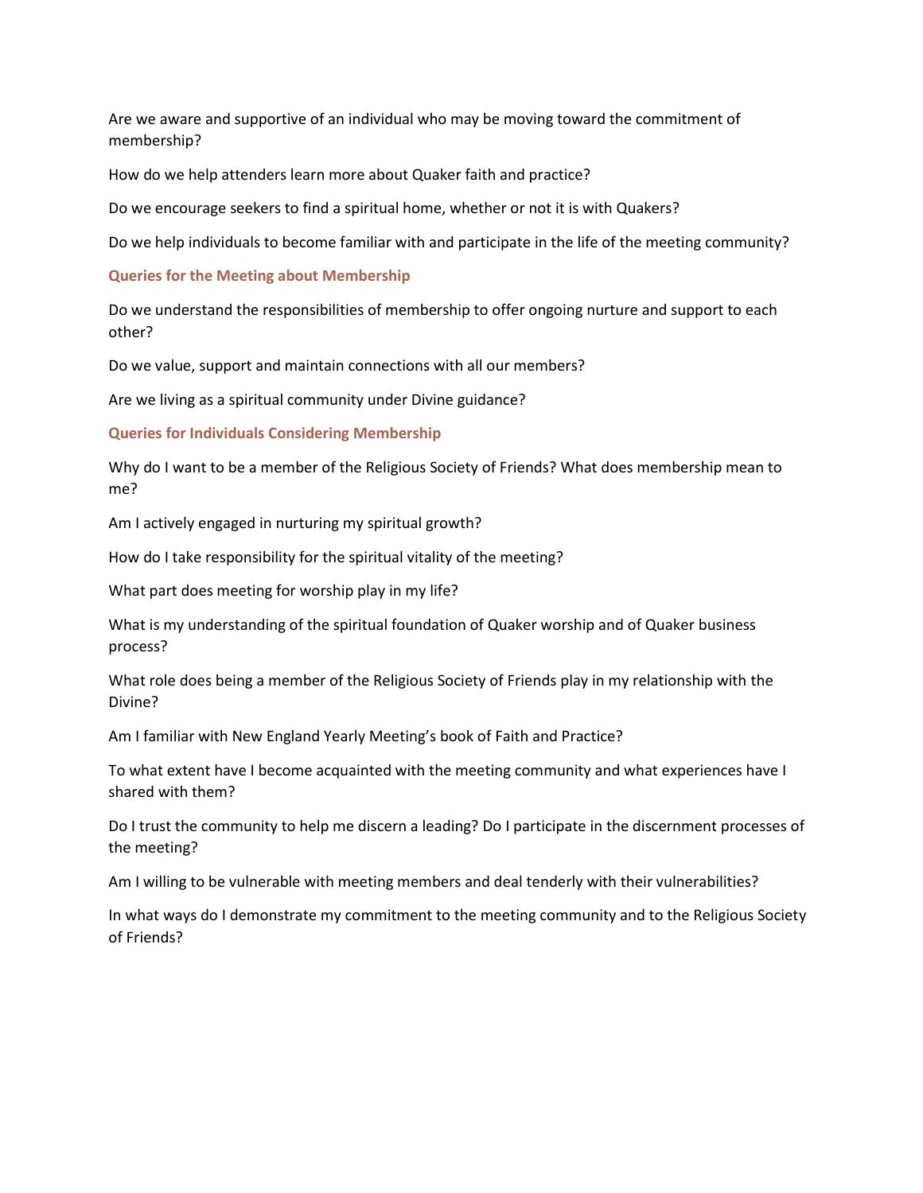Are we aware and supportive of an individual who may be moving toward the commitment of membership?

How do we help attenders learn more about Quaker faith and practice?

Do we encourage seekers to find a spiritual home, whether or not it is with Quakers?

Do we help individuals to become familiar with and participate in the life of the meeting community?

### Queries for the Meeting about Membership

Do we understand the responsibilities of membership to offer ongoing nurture and support to each other?

Do we value, support and maintain connections with all our members?

Are we living as a spiritual community under Divine guidance?

### Queries for Individuals Considering Membership

Why do I want to be a member of the Religious Society of Friends? What does membership mean to me?

Am I actively engaged in nurturing my spiritual growth?

How do I take responsibility for the spiritual vitality of the meeting?

What part does meeting for worship play in my life?

What is my understanding of the spiritual foundation of Quaker worship and of Quaker business process?

What role does being a member of the Religious Society of Friends play in my relationship with the Divine?

Am I familiar with New England Yearly Meeting's book of Faith and Practice?

To what extent have I become acquainted with the meeting community and what experiences have I shared with them?

Do I trust the community to help me discern a leading? Do I participate in the discernment processes of the meeting?

Am I willing to be vulnerable with meeting members and deal tenderly with their vulnerabilities?

In what ways do I demonstrate my commitment to the meeting community and to the Religious Society of Friends?